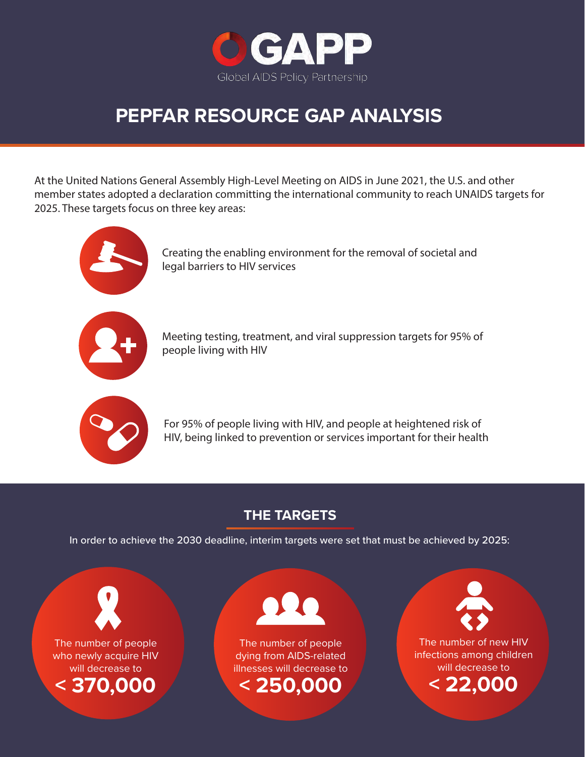# GAPP

Global AIDS Policy Partnership

# PEPFAR RESOURCE GAP ANALYSIS

At the United Nations General Assembly High-Level Meeting on AIDS in June 2021, the U.S. and other member states adopted a declaration committing the international community to reach UNAIDS targets for 2025. These targets focus on three key areas:

- Creating the enabling environment for the removal of societal and legal barriers to HIV services
- Meeting testing, treatment, and viral suppression targets for 95% of people living with HIV
- For 95% of people living with HIV, and people at heightened risk of HIV, being linked to prevention or services important for their health

## THE TARGETS

In order to achieve the 2030 deadline, interim targets were set that must be achieved by 2025:

- The number of people who newly acquire HIV will decrease to **< 370,000**
- The number of people dying from AIDS-related illnesses will decrease to **< 250,000**
- The number of new HIV infections among children will decrease to **< 22,000**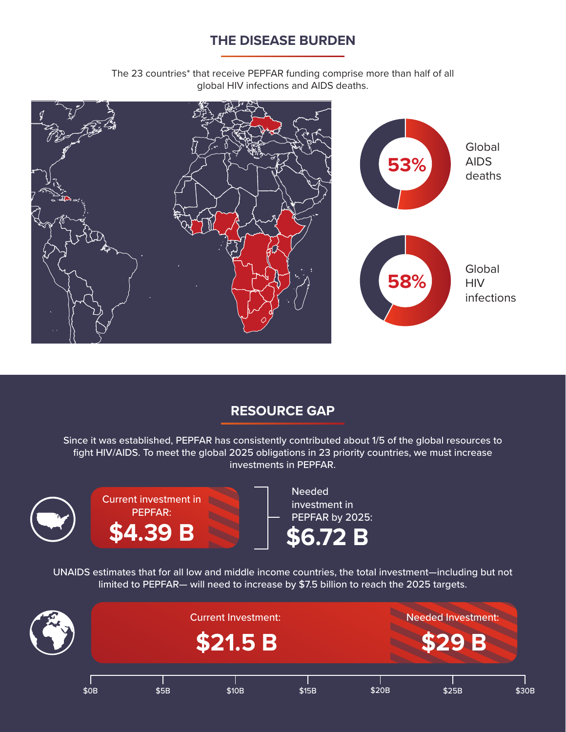## THE DISEASE BURDEN

The 23 countries* that receive PEPFAR funding comprise more than half of all global HIV infections and AIDS deaths.

53% Global AIDS deaths

58% Global HIV infections

## RESOURCE GAP

Since it was established, PEPFAR has consistently contributed about 1/5 of the global resources to fight HIV/AIDS. To meet the global 2025 obligations in 23 priority countries, we must increase investments in PEPFAR.

Current investment in PEPFAR: **$4.39 B**

Needed investment in PEPFAR by 2025: **$6.72 B**

UNAIDS estimates that for all low and middle income countries, the total investment—including but not limited to PEPFAR— will need to increase by $7.5 billion to reach the 2025 targets.

Current Investment: **$21.5 B**

Needed Investment: **$29 B**

$0B $5B $10B $15B $20B $25B $30B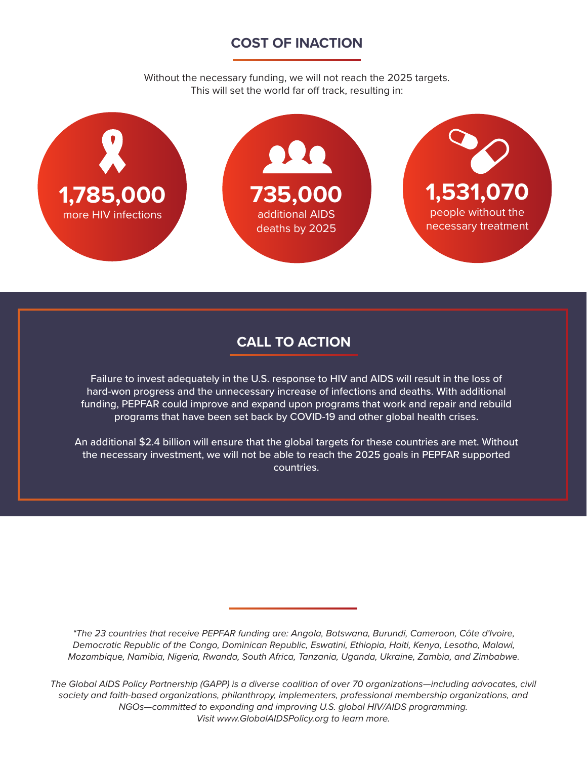## COST OF INACTION

Without the necessary funding, we will not reach the 2025 targets.
This will set the world far off track, resulting in:

**1,785,000**
more HIV infections

**735,000**
additional AIDS deaths by 2025

**1,531,070**
people without the necessary treatment

## CALL TO ACTION

Failure to invest adequately in the U.S. response to HIV and AIDS will result in the loss of hard-won progress and the unnecessary increase of infections and deaths. With additional funding, PEPFAR could improve and expand upon programs that work and repair and rebuild programs that have been set back by COVID-19 and other global health crises.

An additional $2.4 billion will ensure that the global targets for these countries are met. Without the necessary investment, we will not be able to reach the 2025 goals in PEPFAR supported countries.

*\*The 23 countries that receive PEPFAR funding are: Angola, Botswana, Burundi, Cameroon, Côte d'Ivoire, Democratic Republic of the Congo, Dominican Republic, Eswatini, Ethiopia, Haiti, Kenya, Lesotho, Malawi, Mozambique, Namibia, Nigeria, Rwanda, South Africa, Tanzania, Uganda, Ukraine, Zambia, and Zimbabwe.*

*The Global AIDS Policy Partnership (GAPP) is a diverse coalition of over 70 organizations—including advocates, civil society and faith-based organizations, philanthropy, implementers, professional membership organizations, and NGOs—committed to expanding and improving U.S. global HIV/AIDS programming. Visit www.GlobalAIDSPolicy.org to learn more.*